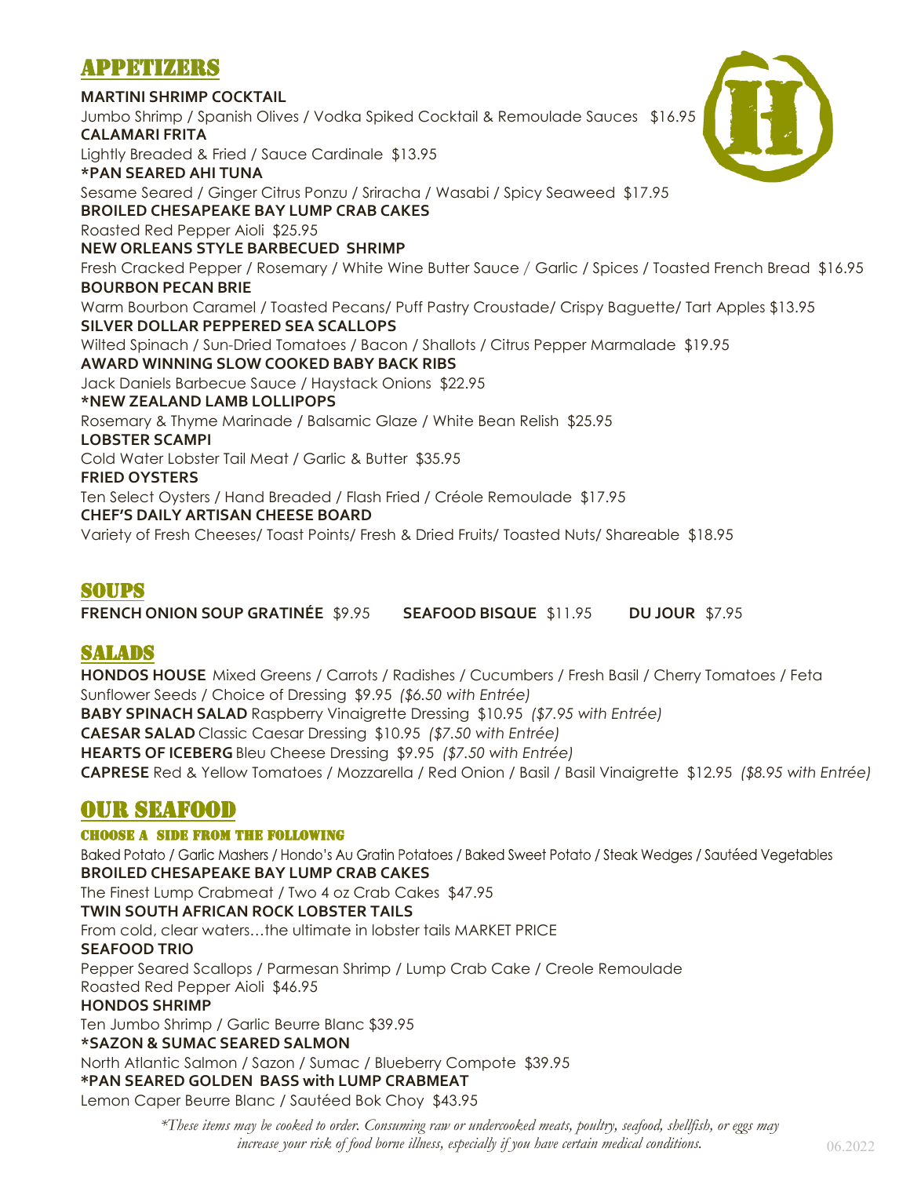## APPETIZERS

**MARTINI SHRIMP COCKTAIL**
Jumbo Shrimp / Spanish Olives / Vodka Spiked Cocktail & Remoulade Sauces $16.95

**CALAMARI FRITA**
Lightly Breaded & Fried / Sauce Cardinale $13.95

***PAN SEARED AHI TUNA**
Sesame Seared / Ginger Citrus Ponzu / Sriracha / Wasabi / Spicy Seaweed $17.95

**BROILED CHESAPEAKE BAY LUMP CRAB CAKES**
Roasted Red Pepper Aioli $25.95

**NEW ORLEANS STYLE BARBECUED SHRIMP**
Fresh Cracked Pepper / Rosemary / White Wine Butter Sauce / Garlic / Spices / Toasted French Bread $16.95

**BOURBON PECAN BRIE**
Warm Bourbon Caramel / Toasted Pecans/ Puff Pastry Croustade/ Crispy Baguette/ Tart Apples $13.95

**SILVER DOLLAR PEPPERED SEA SCALLOPS**
Wilted Spinach / Sun-Dried Tomatoes / Bacon / Shallots / Citrus Pepper Marmalade $19.95

**AWARD WINNING SLOW COOKED BABY BACK RIBS**
Jack Daniels Barbecue Sauce / Haystack Onions $22.95

***NEW ZEALAND LAMB LOLLIPOPS**
Rosemary & Thyme Marinade / Balsamic Glaze / White Bean Relish $25.95

**LOBSTER SCAMPI**
Cold Water Lobster Tail Meat / Garlic & Butter $35.95

**FRIED OYSTERS**
Ten Select Oysters / Hand Breaded / Flash Fried / Créole Remoulade $17.95

**CHEF'S DAILY ARTISAN CHEESE BOARD**
Variety of Fresh Cheeses/ Toast Points/ Fresh & Dried Fruits/ Toasted Nuts/ Shareable $18.95

## SOUPS

**FRENCH ONION SOUP GRATINÉE** $9.95 **SEAFOOD BISQUE** $11.95 **DU JOUR** $7.95

## SALADS

**HONDOS HOUSE** Mixed Greens / Carrots / Radishes / Cucumbers / Fresh Basil / Cherry Tomatoes / Feta Sunflower Seeds / Choice of Dressing $9.95 *($6.50 with Entrée)*

**BABY SPINACH SALAD** Raspberry Vinaigrette Dressing $10.95 *($7.95 with Entrée)*

**CAESAR SALAD** Classic Caesar Dressing $10.95 *($7.50 with Entrée)*

**HEARTS OF ICEBERG** Bleu Cheese Dressing $9.95 *($7.50 with Entrée)*

**CAPRESE** Red & Yellow Tomatoes / Mozzarella / Red Onion / Basil / Basil Vinaigrette $12.95 *($8.95 with Entrée)*

## OUR SEAFOOD

### CHOOSE A SIDE FROM THE FOLLOWING

Baked Potato / Garlic Mashers / Hondo's Au Gratin Potatoes / Baked Sweet Potato / Steak Wedges / Sautéed Vegetables

**BROILED CHESAPEAKE BAY LUMP CRAB CAKES**
The Finest Lump Crabmeat / Two 4 oz Crab Cakes $47.95

**TWIN SOUTH AFRICAN ROCK LOBSTER TAILS**
From cold, clear waters…the ultimate in lobster tails MARKET PRICE

**SEAFOOD TRIO**
Pepper Seared Scallops / Parmesan Shrimp / Lump Crab Cake / Creole Remoulade
Roasted Red Pepper Aioli $46.95

**HONDOS SHRIMP**
Ten Jumbo Shrimp / Garlic Beurre Blanc $39.95

***SAZON & SUMAC SEARED SALMON**
North Atlantic Salmon / Sazon / Sumac / Blueberry Compote $39.95

***PAN SEARED GOLDEN BASS with LUMP CRABMEAT**
Lemon Caper Beurre Blanc / Sautéed Bok Choy $43.95

*\*These items may be cooked to order. Consuming raw or undercooked meats, poultry, seafood, shellfish, or eggs may increase your risk of food borne illness, especially if you have certain medical conditions.*

06.2022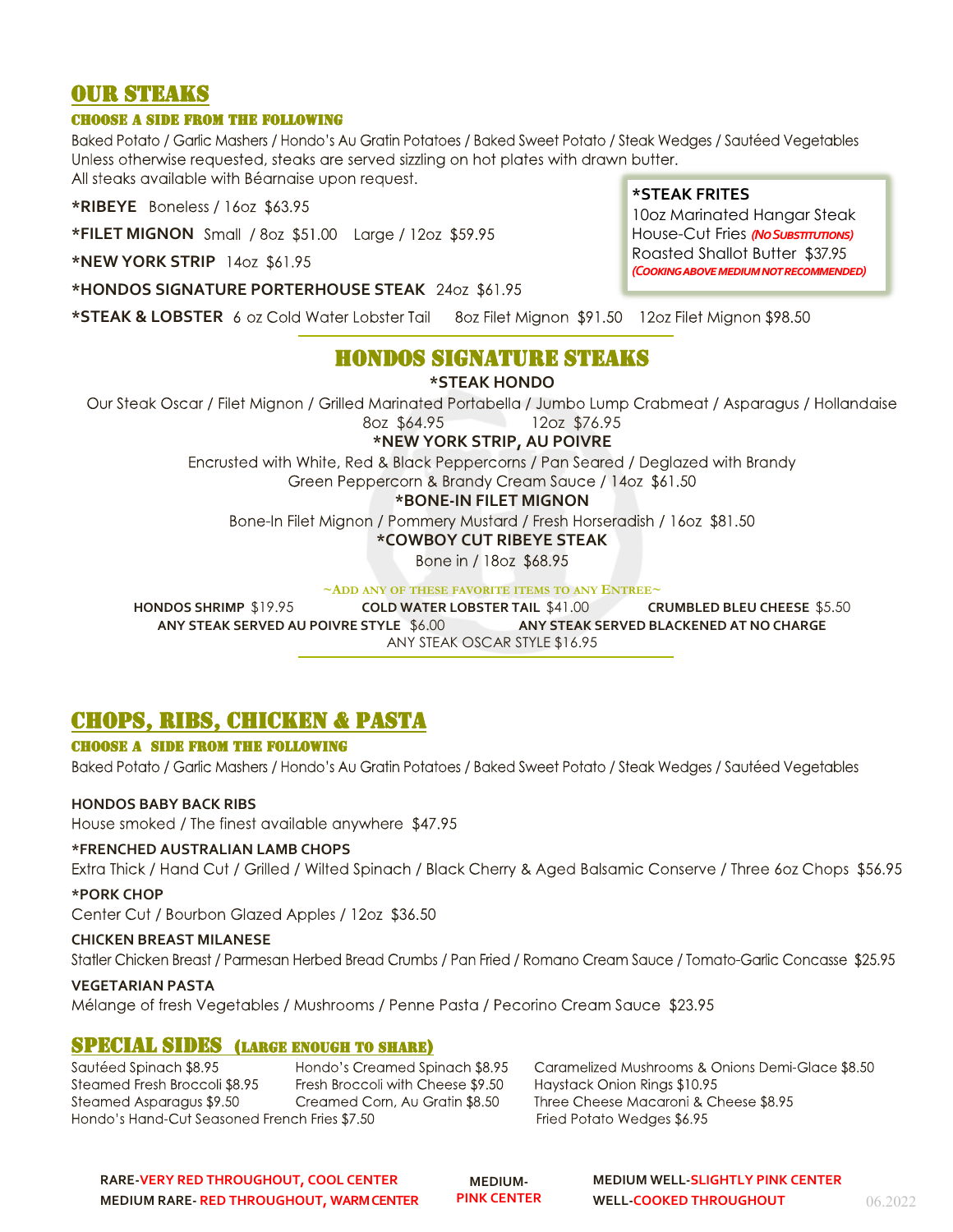## OUR STEAKS

### CHOOSE A SIDE FROM THE FOLLOWING

Baked Potato / Garlic Mashers / Hondo's Au Gratin Potatoes / Baked Sweet Potato / Steak Wedges / Sautéed Vegetables
Unless otherwise requested, steaks are served sizzling on hot plates with drawn butter.
All steaks available with Béarnaise upon request.

**\*RIBEYE** Boneless / 16oz $63.95

**\*FILET MIGNON** Small / 8oz $51.00 Large / 12oz $59.95

**\*NEW YORK STRIP** 14oz $61.95

**\*HONDOS SIGNATURE PORTERHOUSE STEAK** 24oz $61.95

**\*STEAK & LOBSTER** 6 oz Cold Water Lobster Tail 8oz Filet Mignon $91.50 12oz Filet Mignon $98.50

**\*STEAK FRITES**
10oz Marinated Hangar Steak
House-Cut Fries *(No Substitutions)*
Roasted Shallot Butter $37.95
*(Cooking above medium not recommended)*

## HONDOS SIGNATURE STEAKS

**\*STEAK HONDO**
Our Steak Oscar / Filet Mignon / Grilled Marinated Portabella / Jumbo Lump Crabmeat / Asparagus / Hollandaise
8oz $64.95 12oz $76.95

**\*NEW YORK STRIP, AU POIVRE**
Encrusted with White, Red & Black Peppercorns / Pan Seared / Deglazed with Brandy
Green Peppercorn & Brandy Cream Sauce / 14oz $61.50

**\*BONE-IN FILET MIGNON**
Bone-In Filet Mignon / Pommery Mustard / Fresh Horseradish / 16oz $81.50

**\*COWBOY CUT RIBEYE STEAK**
Bone in / 18oz $68.95

~Add any of these favorite items to any Entree~

**HONDOS SHRIMP** $19.95 **COLD WATER LOBSTER TAIL** $41.00 **CRUMBLED BLEU CHEESE** $5.50
**ANY STEAK SERVED AU POIVRE STYLE** $6.00 **ANY STEAK SERVED BLACKENED AT NO CHARGE**
ANY STEAK OSCAR STYLE $16.95

## CHOPS, RIBS, CHICKEN & PASTA

### CHOOSE A SIDE FROM THE FOLLOWING

Baked Potato / Garlic Mashers / Hondo's Au Gratin Potatoes / Baked Sweet Potato / Steak Wedges / Sautéed Vegetables

**HONDOS BABY BACK RIBS**
House smoked / The finest available anywhere $47.95

**\*FRENCHED AUSTRALIAN LAMB CHOPS**
Extra Thick / Hand Cut / Grilled / Wilted Spinach / Black Cherry & Aged Balsamic Conserve / Three 6oz Chops $56.95

**\*PORK CHOP**
Center Cut / Bourbon Glazed Apples / 12oz $36.50

**CHICKEN BREAST MILANESE**
Statler Chicken Breast / Parmesan Herbed Bread Crumbs / Pan Fried / Romano Cream Sauce / Tomato-Garlic Concasse $25.95

**VEGETARIAN PASTA**
Mélange of fresh Vegetables / Mushrooms / Penne Pasta / Pecorino Cream Sauce $23.95

## SPECIAL SIDES (LARGE ENOUGH TO SHARE)

Sautéed Spinach $8.95
Steamed Fresh Broccoli $8.95
Steamed Asparagus $9.50
Hondo's Hand-Cut Seasoned French Fries $7.50
Hondo's Creamed Spinach $8.95
Fresh Broccoli with Cheese $9.50
Creamed Corn, Au Gratin $8.50
Caramelized Mushrooms & Onions Demi-Glace $8.50
Haystack Onion Rings $10.95
Three Cheese Macaroni & Cheese $8.95
Fried Potato Wedges $6.95

**RARE**-VERY RED THROUGHOUT, COOL CENTER
**MEDIUM RARE**- RED THROUGHOUT, WARM CENTER
**MEDIUM**- PINK CENTER
**MEDIUM WELL**-SLIGHTLY PINK CENTER
**WELL**-COOKED THROUGHOUT

06.2022